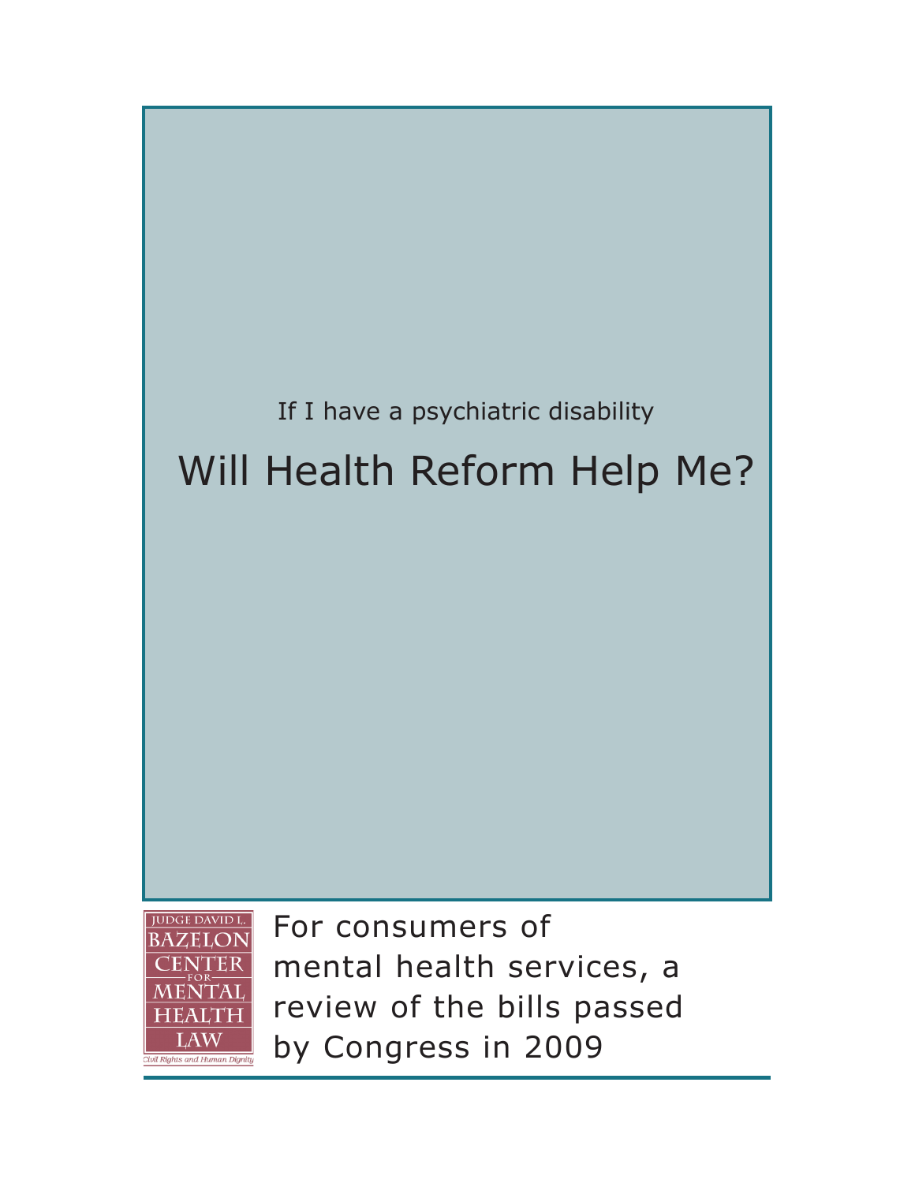If I have a psychiatric disability

# Will Health Reform Help Me?

JUDGE DAVID L. BAZELON CENTER FOR MENTAL HEALTH LAW

*Civil Rights and Human Dignity*

For consumers of mental health services, a review of the bills passed by Congress in 2009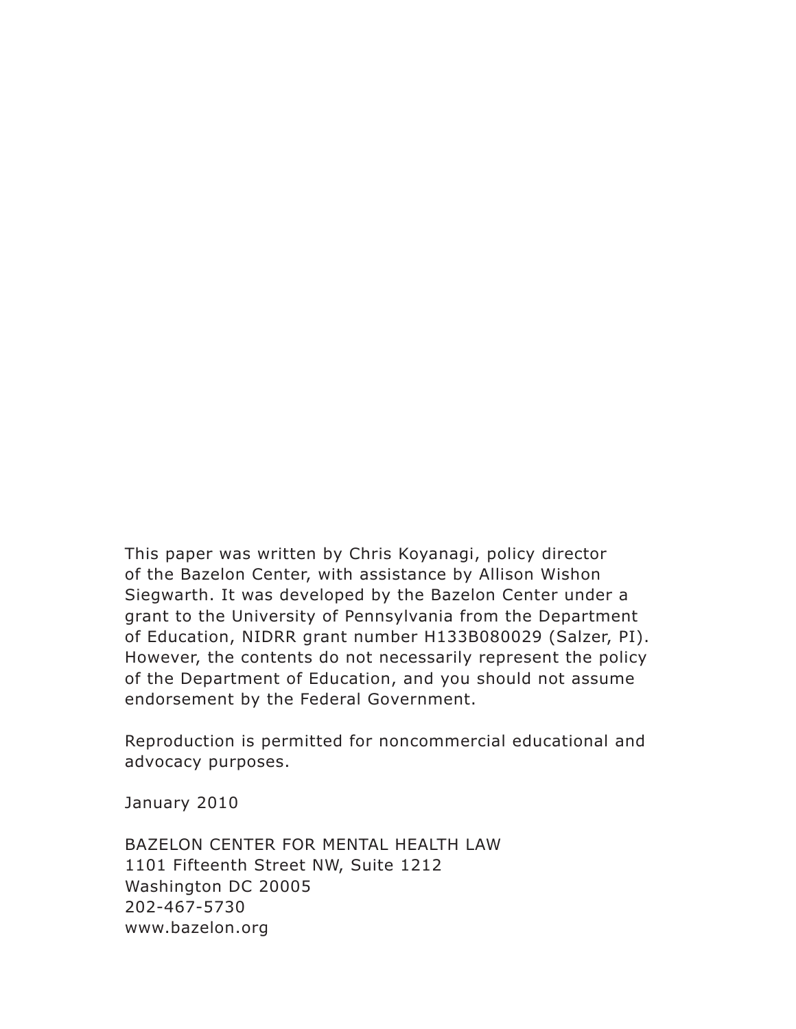This paper was written by Chris Koyanagi, policy director of the Bazelon Center, with assistance by Allison Wishon Siegwarth. It was developed by the Bazelon Center under a grant to the University of Pennsylvania from the Department of Education, NIDRR grant number H133B080029 (Salzer, PI). However, the contents do not necessarily represent the policy of the Department of Education, and you should not assume endorsement by the Federal Government.

Reproduction is permitted for noncommercial educational and advocacy purposes.

January 2010

BAZELON CENTER FOR MENTAL HEALTH LAW
1101 Fifteenth Street NW, Suite 1212
Washington DC 20005
202-467-5730
www.bazelon.org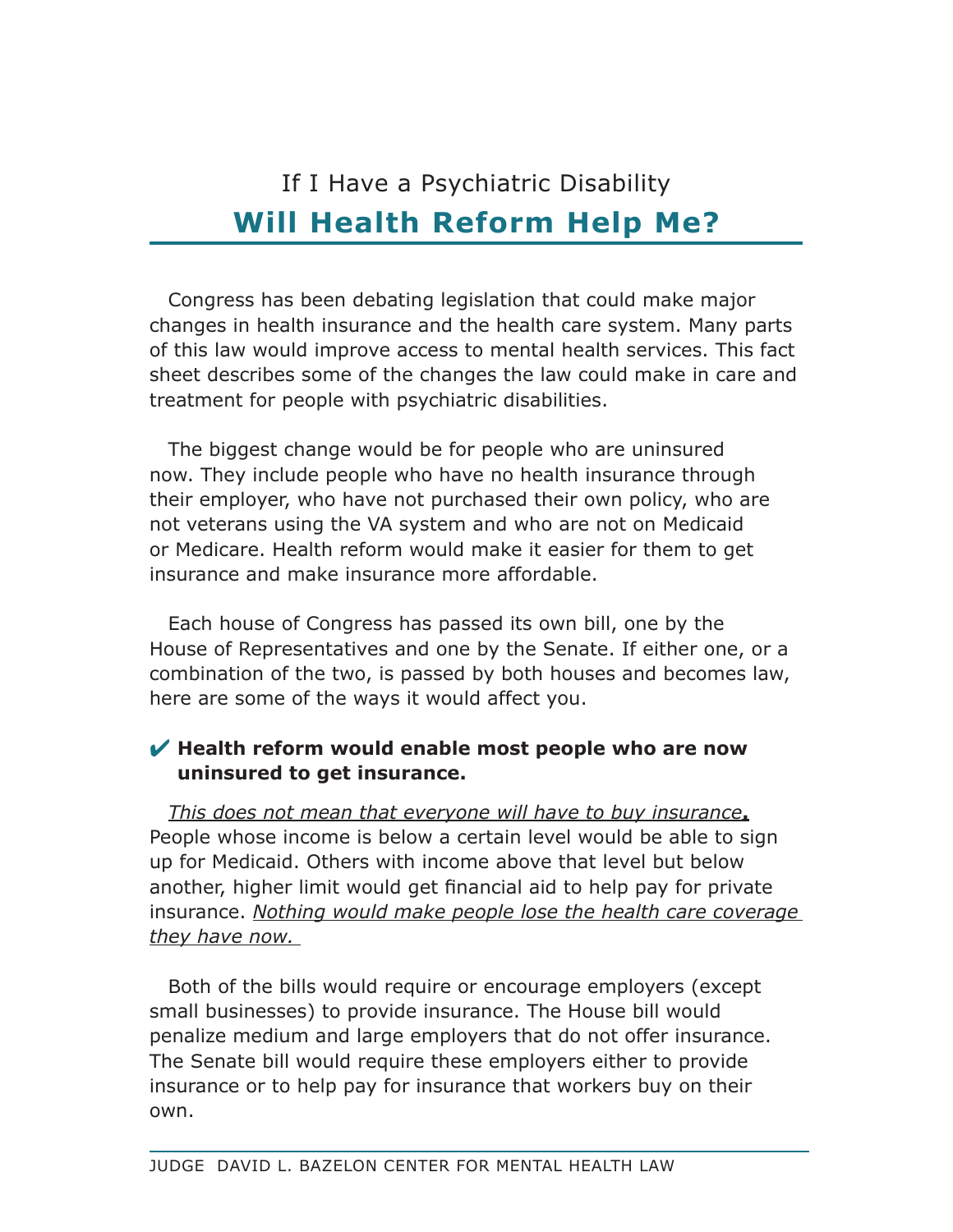If I Have a Psychiatric Disability

# Will Health Reform Help Me?

Congress has been debating legislation that could make major changes in health insurance and the health care system. Many parts of this law would improve access to mental health services. This fact sheet describes some of the changes the law could make in care and treatment for people with psychiatric disabilities.

The biggest change would be for people who are uninsured now. They include people who have no health insurance through their employer, who have not purchased their own policy, who are not veterans using the VA system and who are not on Medicaid or Medicare. Health reform would make it easier for them to get insurance and make insurance more affordable.

Each house of Congress has passed its own bill, one by the House of Representatives and one by the Senate. If either one, or a combination of the two, is passed by both houses and becomes law, here are some of the ways it would affect you.

✔ **Health reform would enable most people who are now uninsured to get insurance.**

*This does not mean that everyone will have to buy insurance.* People whose income is below a certain level would be able to sign up for Medicaid. Others with income above that level but below another, higher limit would get financial aid to help pay for private insurance. *Nothing would make people lose the health care coverage they have now.*

Both of the bills would require or encourage employers (except small businesses) to provide insurance. The House bill would penalize medium and large employers that do not offer insurance. The Senate bill would require these employers either to provide insurance or to help pay for insurance that workers buy on their own.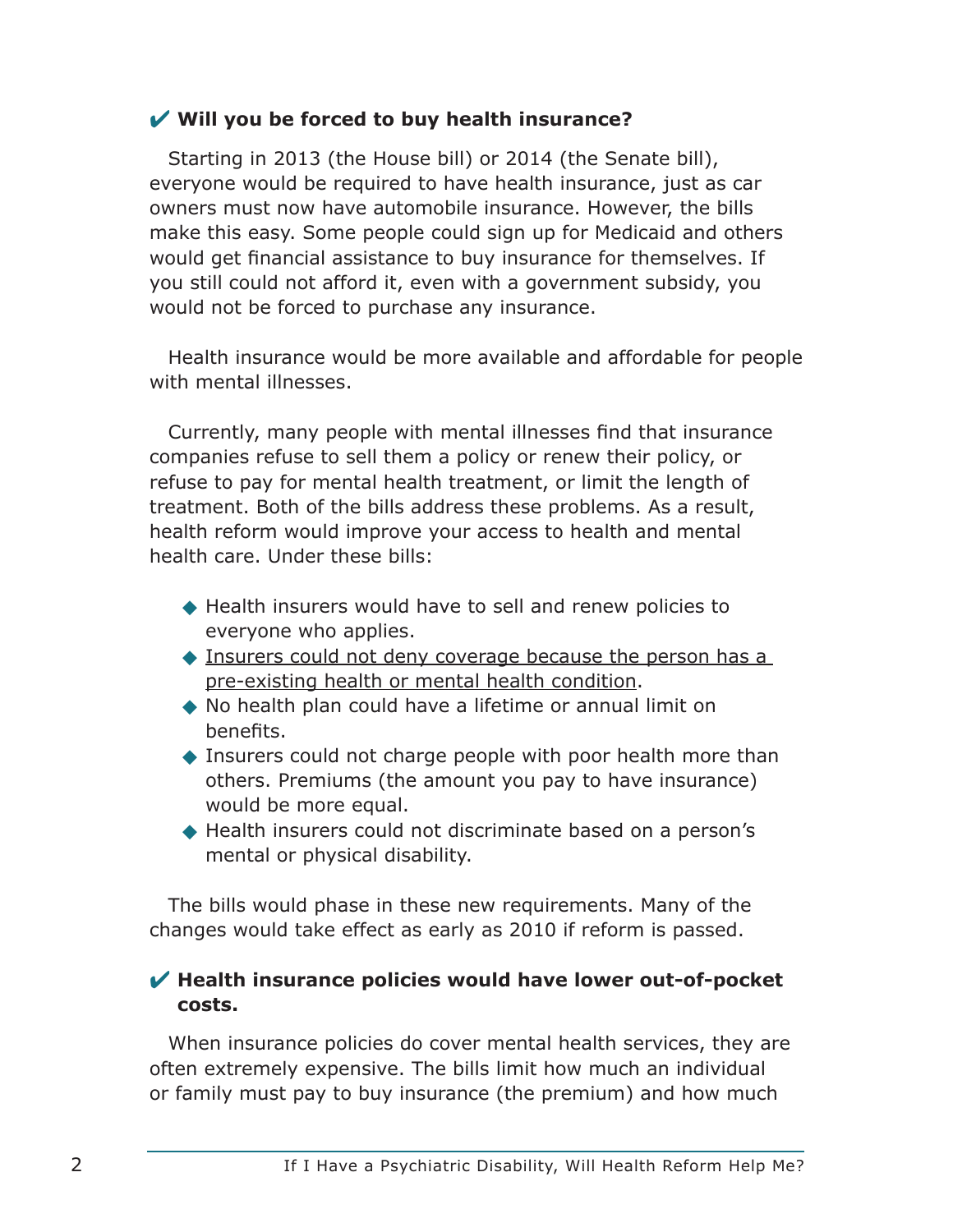### ✔ Will you be forced to buy health insurance?

Starting in 2013 (the House bill) or 2014 (the Senate bill), everyone would be required to have health insurance, just as car owners must now have automobile insurance. However, the bills make this easy. Some people could sign up for Medicaid and others would get financial assistance to buy insurance for themselves. If you still could not afford it, even with a government subsidy, you would not be forced to purchase any insurance.

Health insurance would be more available and affordable for people with mental illnesses.

Currently, many people with mental illnesses find that insurance companies refuse to sell them a policy or renew their policy, or refuse to pay for mental health treatment, or limit the length of treatment. Both of the bills address these problems. As a result, health reform would improve your access to health and mental health care. Under these bills:

- Health insurers would have to sell and renew policies to everyone who applies.
- <u>Insurers could not deny coverage because the person has a pre-existing health or mental health condition</u>.
- No health plan could have a lifetime or annual limit on benefits.
- Insurers could not charge people with poor health more than others. Premiums (the amount you pay to have insurance) would be more equal.
- Health insurers could not discriminate based on a person's mental or physical disability.

The bills would phase in these new requirements. Many of the changes would take effect as early as 2010 if reform is passed.

### ✔ Health insurance policies would have lower out-of-pocket costs.

When insurance policies do cover mental health services, they are often extremely expensive. The bills limit how much an individual or family must pay to buy insurance (the premium) and how much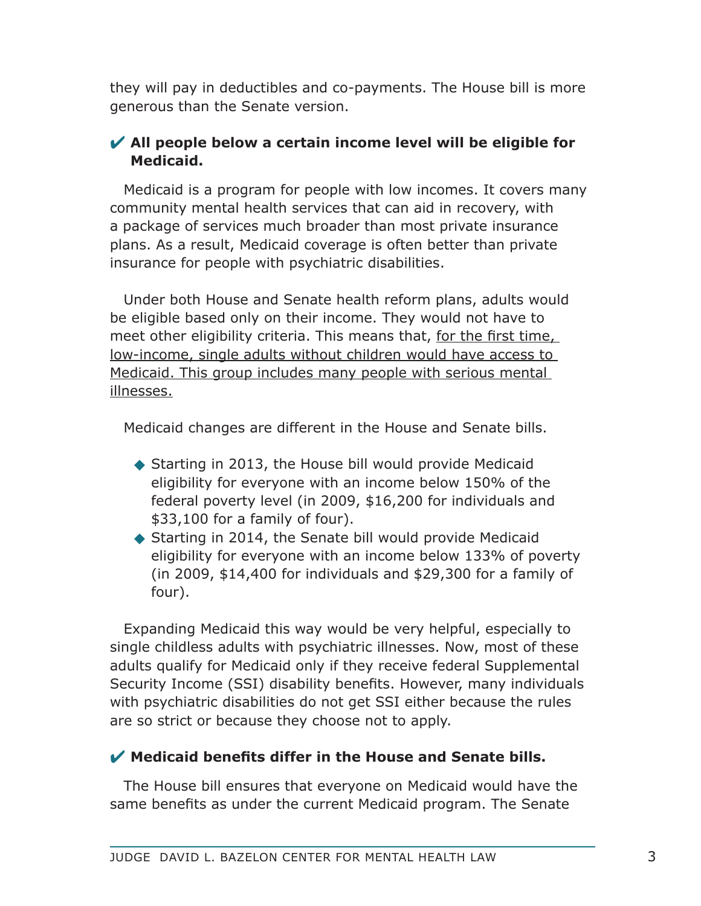they will pay in deductibles and co-payments. The House bill is more generous than the Senate version.

### ✔ All people below a certain income level will be eligible for Medicaid.

Medicaid is a program for people with low incomes. It covers many community mental health services that can aid in recovery, with a package of services much broader than most private insurance plans. As a result, Medicaid coverage is often better than private insurance for people with psychiatric disabilities.

Under both House and Senate health reform plans, adults would be eligible based only on their income. They would not have to meet other eligibility criteria. This means that, <u>for the first time, low-income, single adults without children would have access to Medicaid. This group includes many people with serious mental illnesses.</u>

Medicaid changes are different in the House and Senate bills.

- Starting in 2013, the House bill would provide Medicaid eligibility for everyone with an income below 150% of the federal poverty level (in 2009, $16,200 for individuals and $33,100 for a family of four).
- Starting in 2014, the Senate bill would provide Medicaid eligibility for everyone with an income below 133% of poverty (in 2009, $14,400 for individuals and $29,300 for a family of four).

Expanding Medicaid this way would be very helpful, especially to single childless adults with psychiatric illnesses. Now, most of these adults qualify for Medicaid only if they receive federal Supplemental Security Income (SSI) disability benefits. However, many individuals with psychiatric disabilities do not get SSI either because the rules are so strict or because they choose not to apply.

### ✔ Medicaid benefits differ in the House and Senate bills.

The House bill ensures that everyone on Medicaid would have the same benefits as under the current Medicaid program. The Senate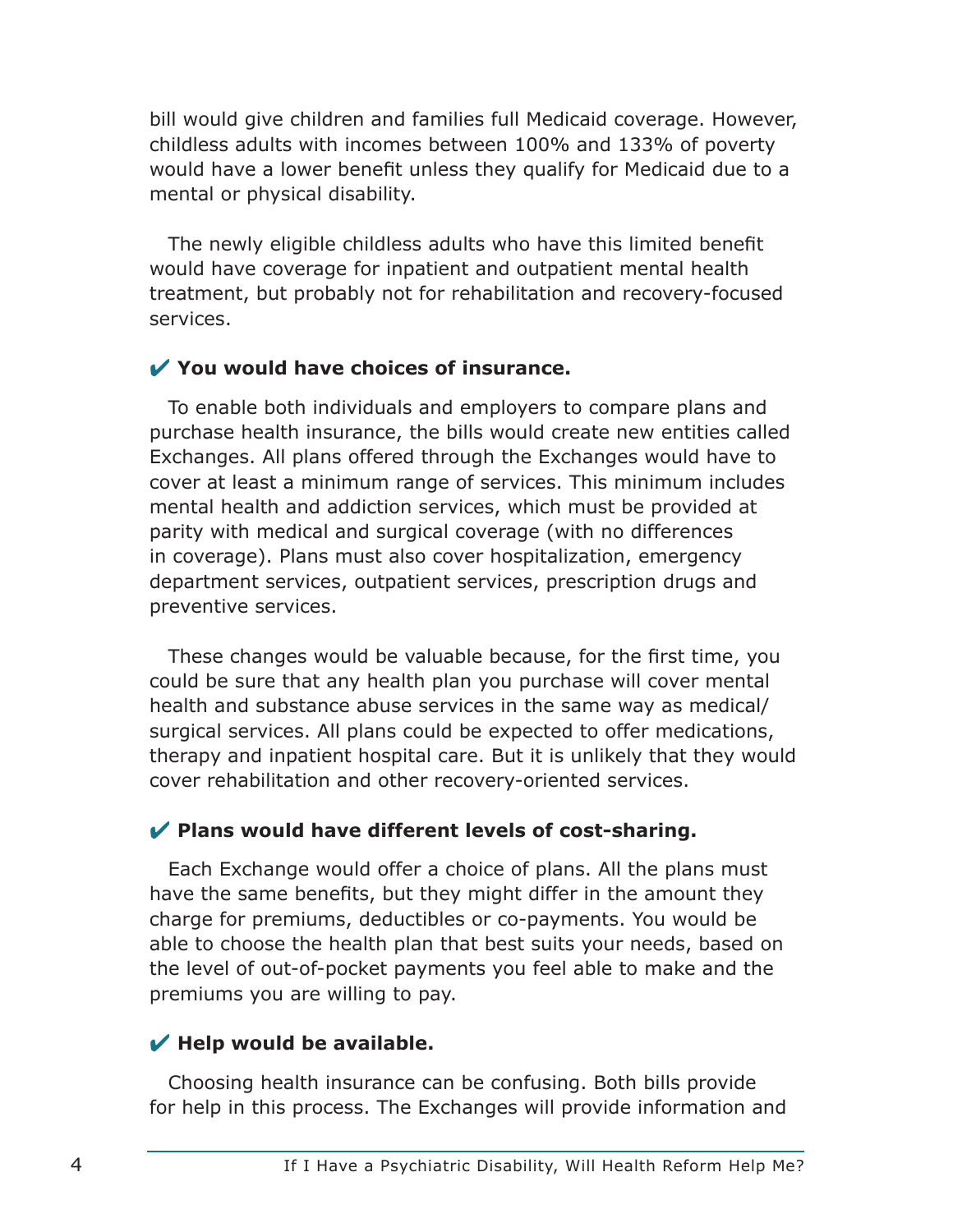bill would give children and families full Medicaid coverage. However, childless adults with incomes between 100% and 133% of poverty would have a lower benefit unless they qualify for Medicaid due to a mental or physical disability.

The newly eligible childless adults who have this limited benefit would have coverage for inpatient and outpatient mental health treatment, but probably not for rehabilitation and recovery-focused services.

### ✔ You would have choices of insurance.

To enable both individuals and employers to compare plans and purchase health insurance, the bills would create new entities called Exchanges. All plans offered through the Exchanges would have to cover at least a minimum range of services. This minimum includes mental health and addiction services, which must be provided at parity with medical and surgical coverage (with no differences in coverage). Plans must also cover hospitalization, emergency department services, outpatient services, prescription drugs and preventive services.

These changes would be valuable because, for the first time, you could be sure that any health plan you purchase will cover mental health and substance abuse services in the same way as medical/surgical services. All plans could be expected to offer medications, therapy and inpatient hospital care. But it is unlikely that they would cover rehabilitation and other recovery-oriented services.

### ✔ Plans would have different levels of cost-sharing.

Each Exchange would offer a choice of plans. All the plans must have the same benefits, but they might differ in the amount they charge for premiums, deductibles or co-payments. You would be able to choose the health plan that best suits your needs, based on the level of out-of-pocket payments you feel able to make and the premiums you are willing to pay.

### ✔ Help would be available.

Choosing health insurance can be confusing. Both bills provide for help in this process. The Exchanges will provide information and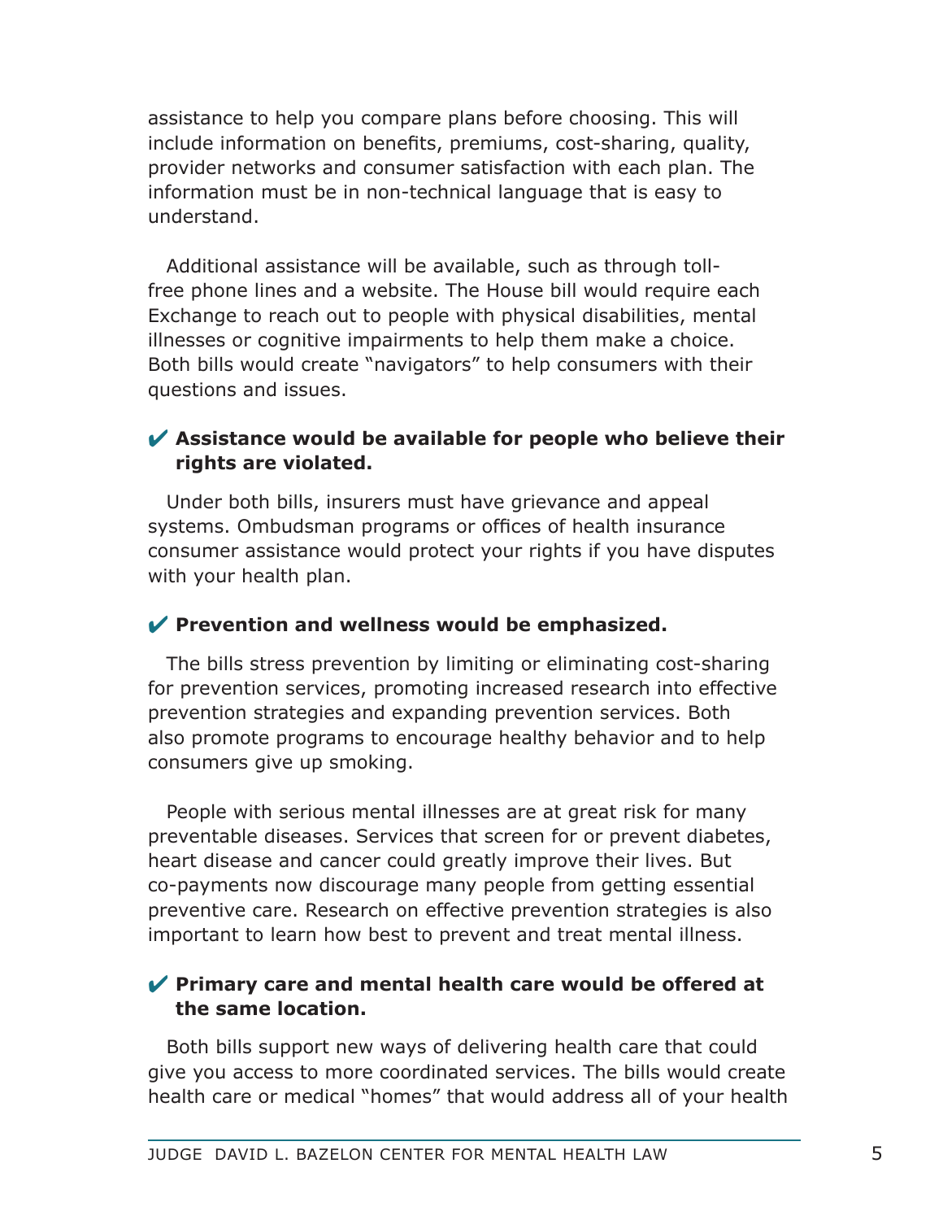assistance to help you compare plans before choosing. This will include information on benefits, premiums, cost-sharing, quality, provider networks and consumer satisfaction with each plan. The information must be in non-technical language that is easy to understand.

Additional assistance will be available, such as through toll-free phone lines and a website. The House bill would require each Exchange to reach out to people with physical disabilities, mental illnesses or cognitive impairments to help them make a choice. Both bills would create "navigators" to help consumers with their questions and issues.

✔ **Assistance would be available for people who believe their rights are violated.**

Under both bills, insurers must have grievance and appeal systems. Ombudsman programs or offices of health insurance consumer assistance would protect your rights if you have disputes with your health plan.

✔ **Prevention and wellness would be emphasized.**

The bills stress prevention by limiting or eliminating cost-sharing for prevention services, promoting increased research into effective prevention strategies and expanding prevention services. Both also promote programs to encourage healthy behavior and to help consumers give up smoking.

People with serious mental illnesses are at great risk for many preventable diseases. Services that screen for or prevent diabetes, heart disease and cancer could greatly improve their lives. But co-payments now discourage many people from getting essential preventive care. Research on effective prevention strategies is also important to learn how best to prevent and treat mental illness.

✔ **Primary care and mental health care would be offered at the same location.**

Both bills support new ways of delivering health care that could give you access to more coordinated services. The bills would create health care or medical "homes" that would address all of your health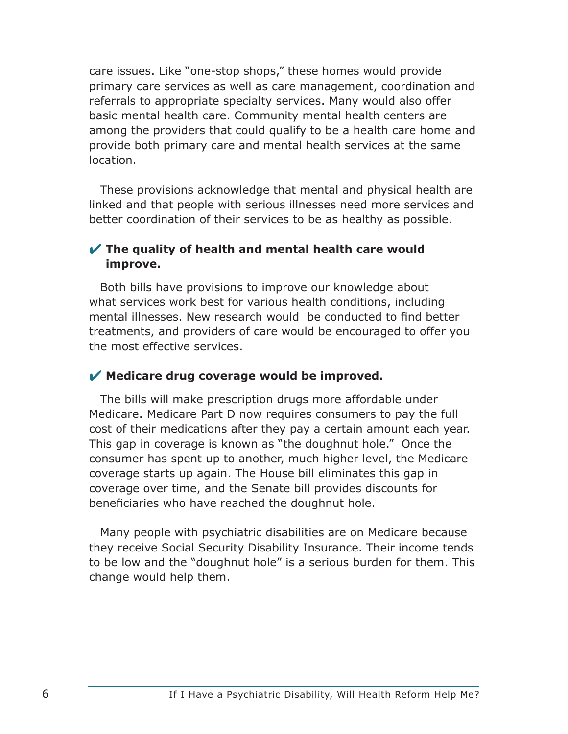care issues. Like "one-stop shops," these homes would provide primary care services as well as care management, coordination and referrals to appropriate specialty services. Many would also offer basic mental health care. Community mental health centers are among the providers that could qualify to be a health care home and provide both primary care and mental health services at the same location.

These provisions acknowledge that mental and physical health are linked and that people with serious illnesses need more services and better coordination of their services to be as healthy as possible.

### ✔ The quality of health and mental health care would improve.

Both bills have provisions to improve our knowledge about what services work best for various health conditions, including mental illnesses. New research would be conducted to find better treatments, and providers of care would be encouraged to offer you the most effective services.

### ✔ Medicare drug coverage would be improved.

The bills will make prescription drugs more affordable under Medicare. Medicare Part D now requires consumers to pay the full cost of their medications after they pay a certain amount each year. This gap in coverage is known as "the doughnut hole." Once the consumer has spent up to another, much higher level, the Medicare coverage starts up again. The House bill eliminates this gap in coverage over time, and the Senate bill provides discounts for beneficiaries who have reached the doughnut hole.

Many people with psychiatric disabilities are on Medicare because they receive Social Security Disability Insurance. Their income tends to be low and the "doughnut hole" is a serious burden for them. This change would help them.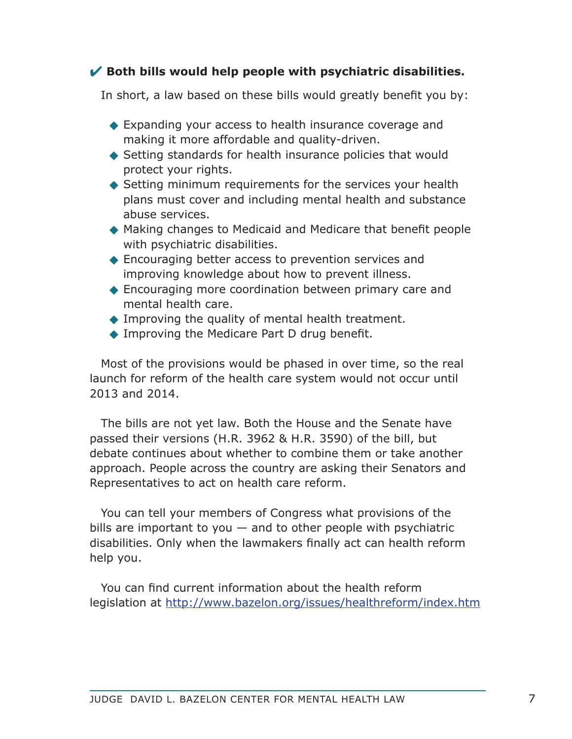✔ **Both bills would help people with psychiatric disabilities.**

In short, a law based on these bills would greatly benefit you by:

- Expanding your access to health insurance coverage and making it more affordable and quality-driven.
- Setting standards for health insurance policies that would protect your rights.
- Setting minimum requirements for the services your health plans must cover and including mental health and substance abuse services.
- Making changes to Medicaid and Medicare that benefit people with psychiatric disabilities.
- Encouraging better access to prevention services and improving knowledge about how to prevent illness.
- Encouraging more coordination between primary care and mental health care.
- Improving the quality of mental health treatment.
- Improving the Medicare Part D drug benefit.

Most of the provisions would be phased in over time, so the real launch for reform of the health care system would not occur until 2013 and 2014.

The bills are not yet law. Both the House and the Senate have passed their versions (H.R. 3962 & H.R. 3590) of the bill, but debate continues about whether to combine them or take another approach. People across the country are asking their Senators and Representatives to act on health care reform.

You can tell your members of Congress what provisions of the bills are important to you — and to other people with psychiatric disabilities. Only when the lawmakers finally act can health reform help you.

You can find current information about the health reform legislation at http://www.bazelon.org/issues/healthreform/index.htm